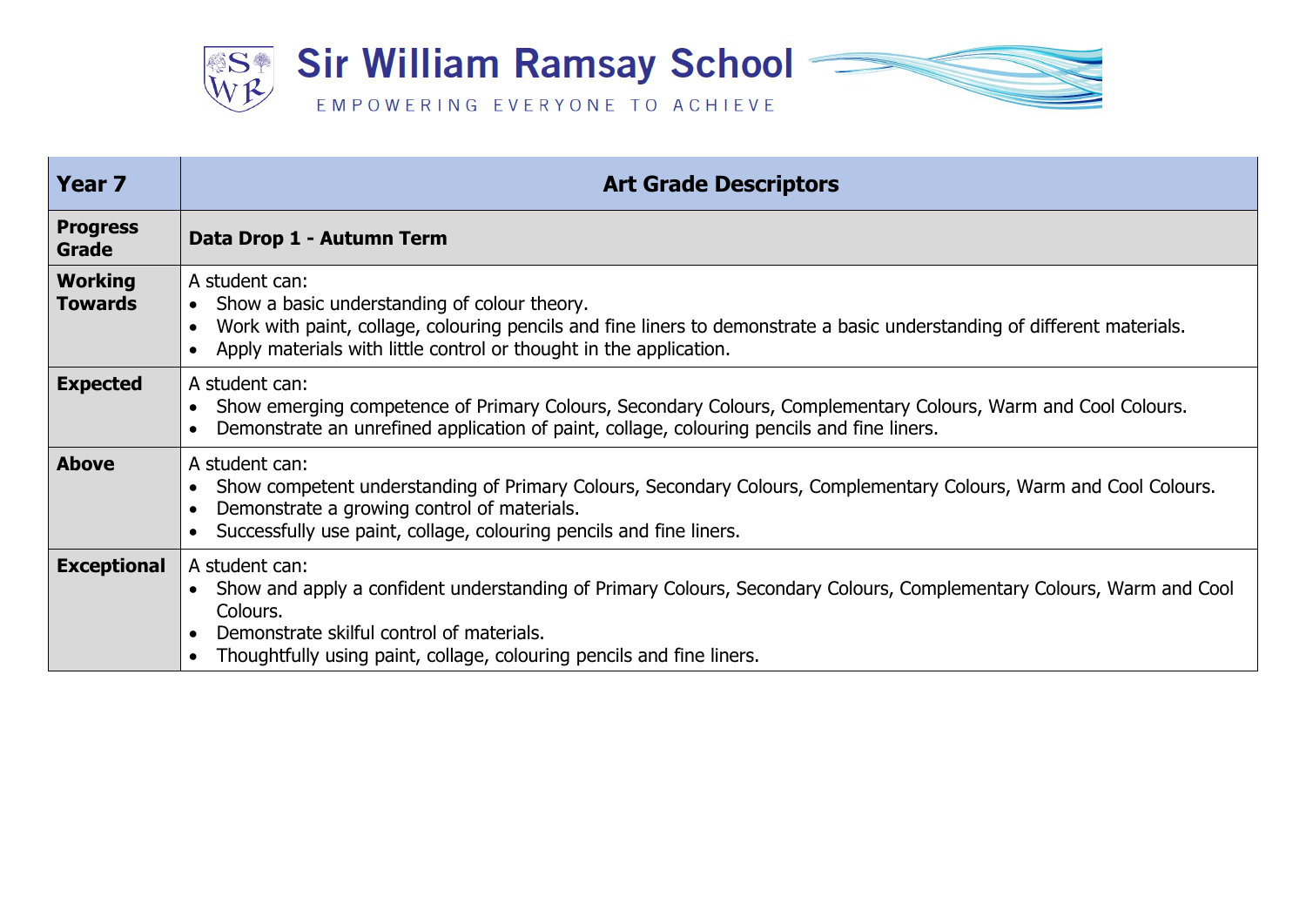# Sir William Ramsay School

EMPOWERING EVERYONE TO ACHIEVE

| **Year 7** | **Art Grade Descriptors** |
|---|---|
| **Progress Grade** | **Data Drop 1 - Autumn Term** |
| **Working Towards** | A student can:<br>• Show a basic understanding of colour theory.<br>• Work with paint, collage, colouring pencils and fine liners to demonstrate a basic understanding of different materials.<br>• Apply materials with little control or thought in the application. |
| **Expected** | A student can:<br>• Show emerging competence of Primary Colours, Secondary Colours, Complementary Colours, Warm and Cool Colours.<br>• Demonstrate an unrefined application of paint, collage, colouring pencils and fine liners. |
| **Above** | A student can:<br>• Show competent understanding of Primary Colours, Secondary Colours, Complementary Colours, Warm and Cool Colours.<br>• Demonstrate a growing control of materials.<br>• Successfully use paint, collage, colouring pencils and fine liners. |
| **Exceptional** | A student can:<br>• Show and apply a confident understanding of Primary Colours, Secondary Colours, Complementary Colours, Warm and Cool Colours.<br>• Demonstrate skilful control of materials.<br>• Thoughtfully using paint, collage, colouring pencils and fine liners. |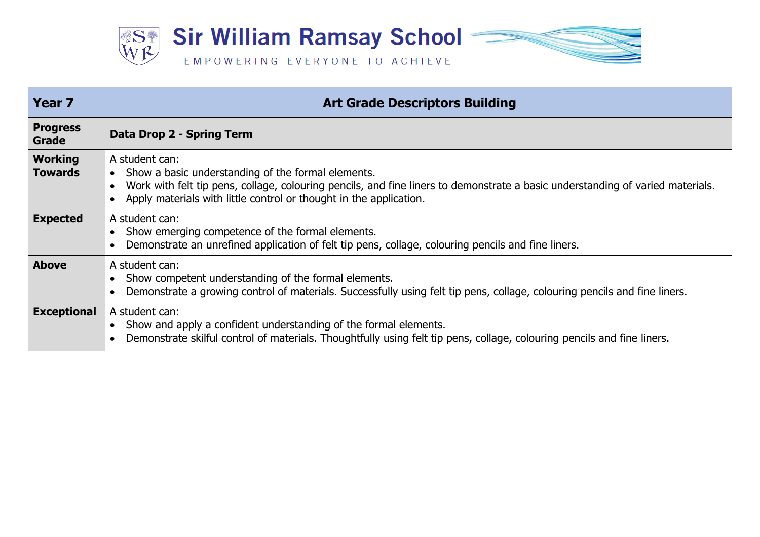# Sir William Ramsay School

EMPOWERING EVERYONE TO ACHIEVE

| Year 7 | Art Grade Descriptors Building |
| --- | --- |
| **Progress Grade** | **Data Drop 2 - Spring Term** |
| **Working Towards** | A student can:<br>• Show a basic understanding of the formal elements.<br>• Work with felt tip pens, collage, colouring pencils, and fine liners to demonstrate a basic understanding of varied materials.<br>• Apply materials with little control or thought in the application. |
| **Expected** | A student can:<br>• Show emerging competence of the formal elements.<br>• Demonstrate an unrefined application of felt tip pens, collage, colouring pencils and fine liners. |
| **Above** | A student can:<br>• Show competent understanding of the formal elements.<br>• Demonstrate a growing control of materials. Successfully using felt tip pens, collage, colouring pencils and fine liners. |
| **Exceptional** | A student can:<br>• Show and apply a confident understanding of the formal elements.<br>• Demonstrate skilful control of materials. Thoughtfully using felt tip pens, collage, colouring pencils and fine liners. |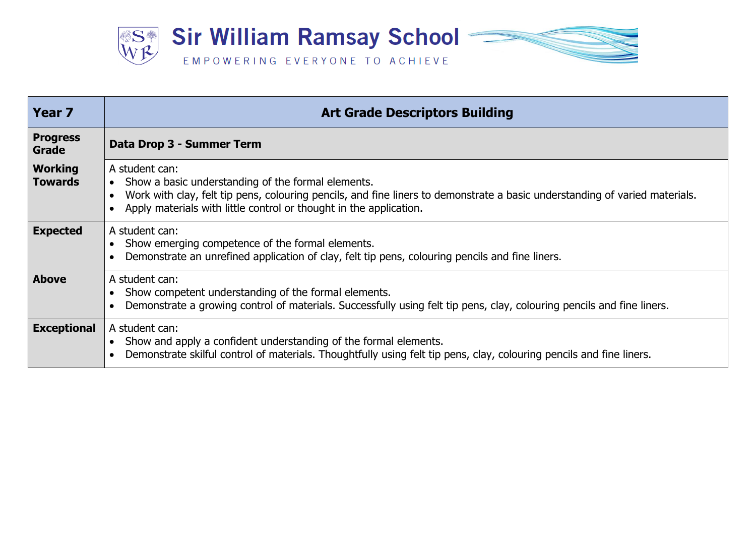# Sir William Ramsay School

EMPOWERING EVERYONE TO ACHIEVE

| **Year 7** | **Art Grade Descriptors Building** |
| --- | --- |
| **Progress Grade** | **Data Drop 3 - Summer Term** |
| **Working Towards** | A student can:<br>• Show a basic understanding of the formal elements.<br>• Work with clay, felt tip pens, colouring pencils, and fine liners to demonstrate a basic understanding of varied materials.<br>• Apply materials with little control or thought in the application. |
| **Expected** | A student can:<br>• Show emerging competence of the formal elements.<br>• Demonstrate an unrefined application of clay, felt tip pens, colouring pencils and fine liners. |
| **Above** | A student can:<br>• Show competent understanding of the formal elements.<br>• Demonstrate a growing control of materials. Successfully using felt tip pens, clay, colouring pencils and fine liners. |
| **Exceptional** | A student can:<br>• Show and apply a confident understanding of the formal elements.<br>• Demonstrate skilful control of materials. Thoughtfully using felt tip pens, clay, colouring pencils and fine liners. |